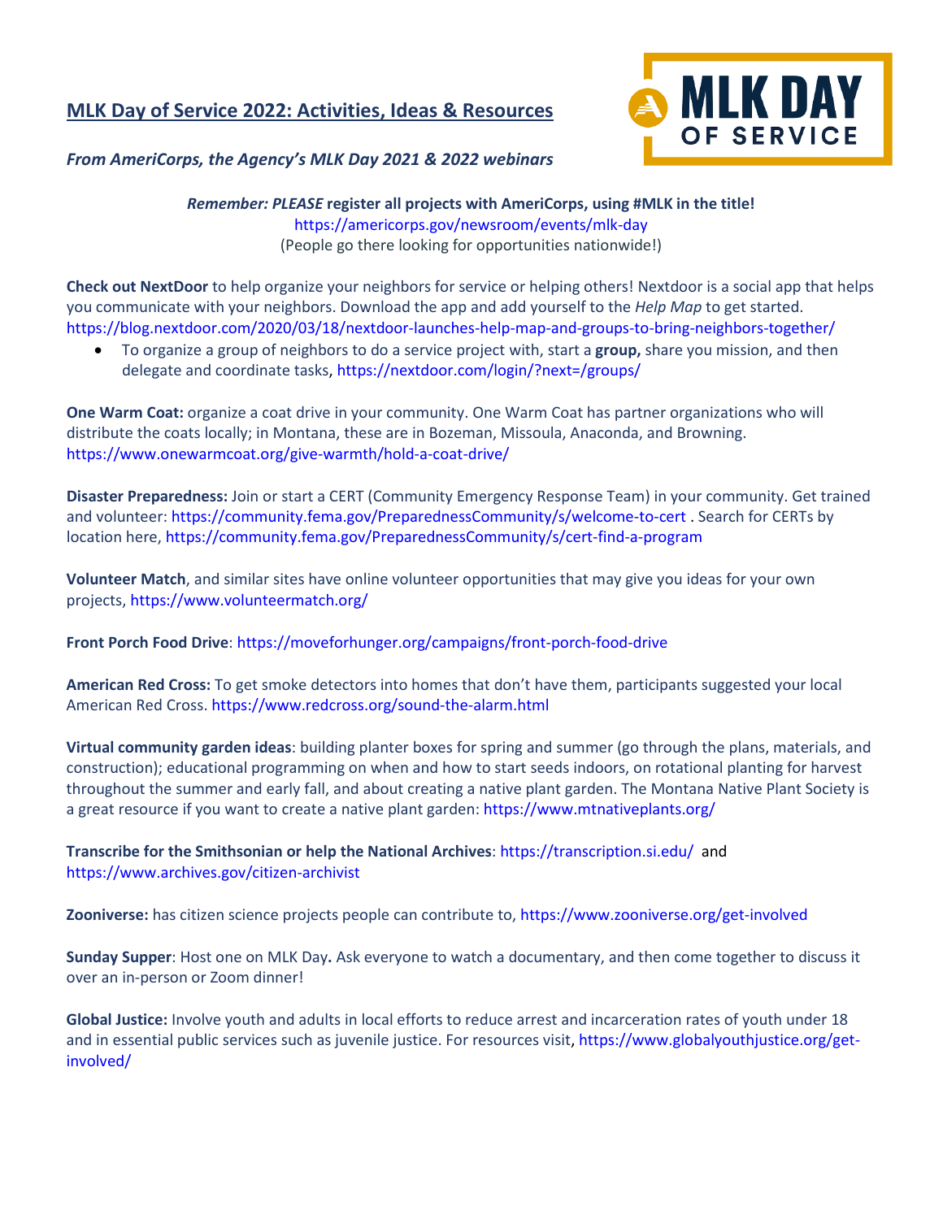# MLK Day of Service 2022: Activities, Ideas & Resources

MLK DAY OF SERVICE

*From AmeriCorps, the Agency's MLK Day 2021 & 2022 webinars*

***Remember: PLEASE* register all projects with AmeriCorps, using #MLK in the title!**
https://americorps.gov/newsroom/events/mlk-day
(People go there looking for opportunities nationwide!)

**Check out NextDoor** to help organize your neighbors for service or helping others! Nextdoor is a social app that helps you communicate with your neighbors. Download the app and add yourself to the *Help Map* to get started. https://blog.nextdoor.com/2020/03/18/nextdoor-launches-help-map-and-groups-to-bring-neighbors-together/

- To organize a group of neighbors to do a service project with, start a **group,** share you mission, and then delegate and coordinate tasks, https://nextdoor.com/login/?next=/groups/

**One Warm Coat:** organize a coat drive in your community. One Warm Coat has partner organizations who will distribute the coats locally; in Montana, these are in Bozeman, Missoula, Anaconda, and Browning. https://www.onewarmcoat.org/give-warmth/hold-a-coat-drive/

**Disaster Preparedness:** Join or start a CERT (Community Emergency Response Team) in your community. Get trained and volunteer: https://community.fema.gov/PreparednessCommunity/s/welcome-to-cert . Search for CERTs by location here, https://community.fema.gov/PreparednessCommunity/s/cert-find-a-program

**Volunteer Match**, and similar sites have online volunteer opportunities that may give you ideas for your own projects, https://www.volunteermatch.org/

**Front Porch Food Drive**: https://moveforhunger.org/campaigns/front-porch-food-drive

**American Red Cross:** To get smoke detectors into homes that don't have them, participants suggested your local American Red Cross. https://www.redcross.org/sound-the-alarm.html

**Virtual community garden ideas**: building planter boxes for spring and summer (go through the plans, materials, and construction); educational programming on when and how to start seeds indoors, on rotational planting for harvest throughout the summer and early fall, and about creating a native plant garden. The Montana Native Plant Society is a great resource if you want to create a native plant garden: https://www.mtnativeplants.org/

**Transcribe for the Smithsonian or help the National Archives**: https://transcription.si.edu/ and https://www.archives.gov/citizen-archivist

**Zooniverse:** has citizen science projects people can contribute to, https://www.zooniverse.org/get-involved

**Sunday Supper**: Host one on MLK Day**.** Ask everyone to watch a documentary, and then come together to discuss it over an in-person or Zoom dinner!

**Global Justice:** Involve youth and adults in local efforts to reduce arrest and incarceration rates of youth under 18 and in essential public services such as juvenile justice. For resources visit, https://www.globalyouthjustice.org/get-involved/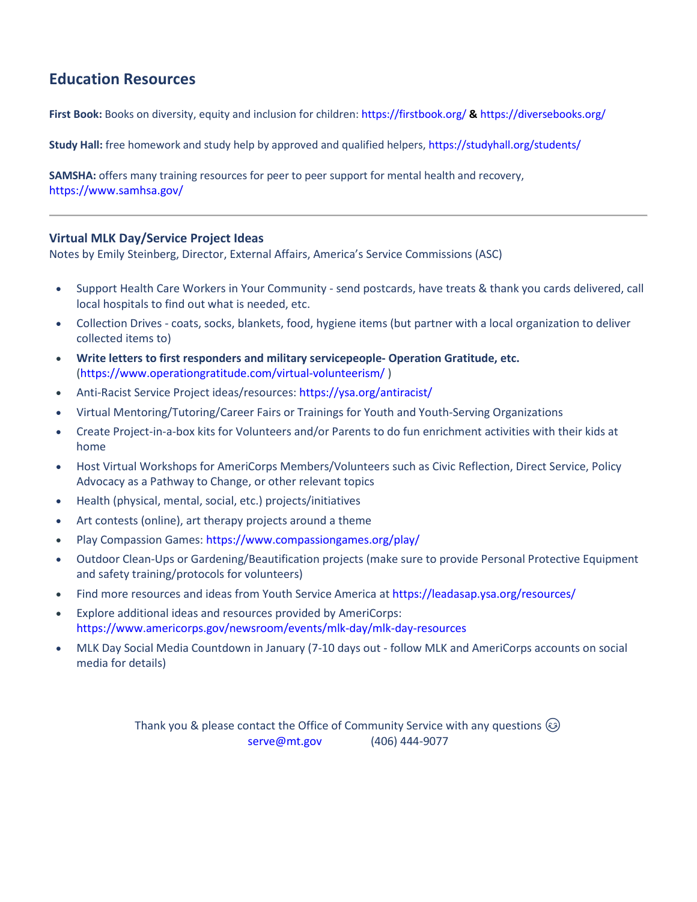## Education Resources

**First Book:** Books on diversity, equity and inclusion for children: https://firstbook.org/ **&** https://diversebooks.org/

**Study Hall:** free homework and study help by approved and qualified helpers, https://studyhall.org/students/

**SAMSHA:** offers many training resources for peer to peer support for mental health and recovery, https://www.samhsa.gov/

---

### Virtual MLK Day/Service Project Ideas

Notes by Emily Steinberg, Director, External Affairs, America's Service Commissions (ASC)

- Support Health Care Workers in Your Community - send postcards, have treats & thank you cards delivered, call local hospitals to find out what is needed, etc.
- Collection Drives - coats, socks, blankets, food, hygiene items (but partner with a local organization to deliver collected items to)
- **Write letters to first responders and military servicepeople- Operation Gratitude, etc.** (https://www.operationgratitude.com/virtual-volunteerism/ )
- Anti-Racist Service Project ideas/resources: https://ysa.org/antiracist/
- Virtual Mentoring/Tutoring/Career Fairs or Trainings for Youth and Youth-Serving Organizations
- Create Project-in-a-box kits for Volunteers and/or Parents to do fun enrichment activities with their kids at home
- Host Virtual Workshops for AmeriCorps Members/Volunteers such as Civic Reflection, Direct Service, Policy Advocacy as a Pathway to Change, or other relevant topics
- Health (physical, mental, social, etc.) projects/initiatives
- Art contests (online), art therapy projects around a theme
- Play Compassion Games: https://www.compassiongames.org/play/
- Outdoor Clean-Ups or Gardening/Beautification projects (make sure to provide Personal Protective Equipment and safety training/protocols for volunteers)
- Find more resources and ideas from Youth Service America at https://leadasap.ysa.org/resources/
- Explore additional ideas and resources provided by AmeriCorps: https://www.americorps.gov/newsroom/events/mlk-day/mlk-day-resources
- MLK Day Social Media Countdown in January (7-10 days out - follow MLK and AmeriCorps accounts on social media for details)

Thank you & please contact the Office of Community Service with any questions 😊

serve@mt.gov (406) 444-9077